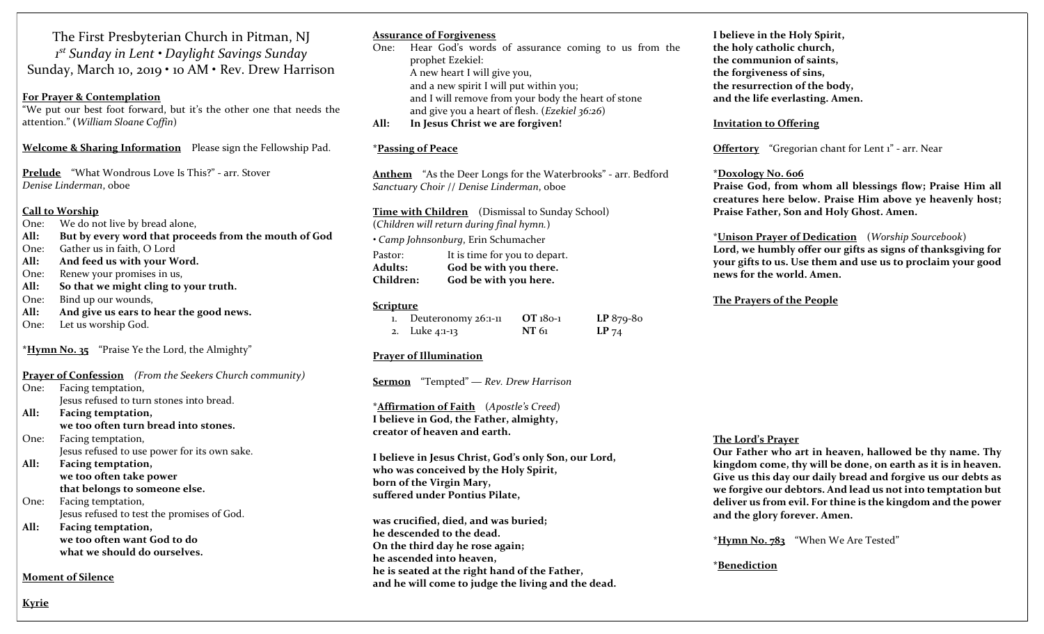# The First Presbyterian Church in Pitman, NJ

*1st Sunday in Lent • Daylight Savings Sunday*

Sunday, March 10, 2019 • 10 AM • Rev. Drew Harrison

**For Prayer & Contemplation**

"We put our best foot forward, but it's the other one that needs the attention." (*William Sloane Coffin*)

**Welcome & Sharing Information** Please sign the Fellowship Pad.

**Prelude** "What Wondrous Love Is This?" - arr. Stover
*Denise Linderman*, oboe

**Call to Worship**

One: We do not live by bread alone,
**All: But by every word that proceeds from the mouth of God**
One: Gather us in faith, O Lord
**All: And feed us with your Word.**
One: Renew your promises in us,
**All: So that we might cling to your truth.**
One: Bind up our wounds,
**All: And give us ears to hear the good news.**
One: Let us worship God.

\***Hymn No. 35** "Praise Ye the Lord, the Almighty"

**Prayer of Confession** *(From the Seekers Church community)*

One: Facing temptation,
Jesus refused to turn stones into bread.
**All: Facing temptation,**
**we too often turn bread into stones.**
One: Facing temptation,
Jesus refused to use power for its own sake.
**All: Facing temptation,**
**we too often take power**
**that belongs to someone else.**
One: Facing temptation,
Jesus refused to test the promises of God.
**All: Facing temptation,**
**we too often want God to do**
**what we should do ourselves.**

**Moment of Silence**

**Kyrie**

**Assurance of Forgiveness**

One: Hear God's words of assurance coming to us from the prophet Ezekiel:
A new heart I will give you,
and a new spirit I will put within you;
and I will remove from your body the heart of stone
and give you a heart of flesh. (*Ezekiel 36:26*)
**All: In Jesus Christ we are forgiven!**

\***Passing of Peace**

**Anthem** "As the Deer Longs for the Waterbrooks" - arr. Bedford
*Sanctuary Choir // Denise Linderman*, oboe

**Time with Children** (Dismissal to Sunday School)
(*Children will return during final hymn.*)

• *Camp Johnsonburg*, Erin Schumacher

Pastor: It is time for you to depart.
**Adults: God be with you there.**
**Children: God be with you here.**

**Scripture**

1. Deuteronomy 26:1-11 **OT** 180-1 **LP** 879-80
2. Luke 4:1-13 **NT** 61 **LP** 74

**Prayer of Illumination**

**Sermon** "Tempted" — *Rev. Drew Harrison*

\***Affirmation of Faith** (*Apostle's Creed*)

**I believe in God, the Father, almighty,**
**creator of heaven and earth.**

**I believe in Jesus Christ, God's only Son, our Lord,**
**who was conceived by the Holy Spirit,**
**born of the Virgin Mary,**
**suffered under Pontius Pilate,**

**was crucified, died, and was buried;**
**he descended to the dead.**
**On the third day he rose again;**
**he ascended into heaven,**
**he is seated at the right hand of the Father,**
**and he will come to judge the living and the dead.**

**I believe in the Holy Spirit,**
**the holy catholic church,**
**the communion of saints,**
**the forgiveness of sins,**
**the resurrection of the body,**
**and the life everlasting. Amen.**

**Invitation to Offering**

**Offertory** "Gregorian chant for Lent 1" - arr. Near

\***Doxology No. 606**

**Praise God, from whom all blessings flow; Praise Him all creatures here below. Praise Him above ye heavenly host; Praise Father, Son and Holy Ghost. Amen.**

\***Unison Prayer of Dedication** (*Worship Sourcebook*)

**Lord, we humbly offer our gifts as signs of thanksgiving for your gifts to us. Use them and use us to proclaim your good news for the world. Amen.**

**The Prayers of the People**

**The Lord's Prayer**

**Our Father who art in heaven, hallowed be thy name. Thy kingdom come, thy will be done, on earth as it is in heaven. Give us this day our daily bread and forgive us our debts as we forgive our debtors. And lead us not into temptation but deliver us from evil. For thine is the kingdom and the power and the glory forever. Amen.**

\***Hymn No. 783** "When We Are Tested"

\***Benediction**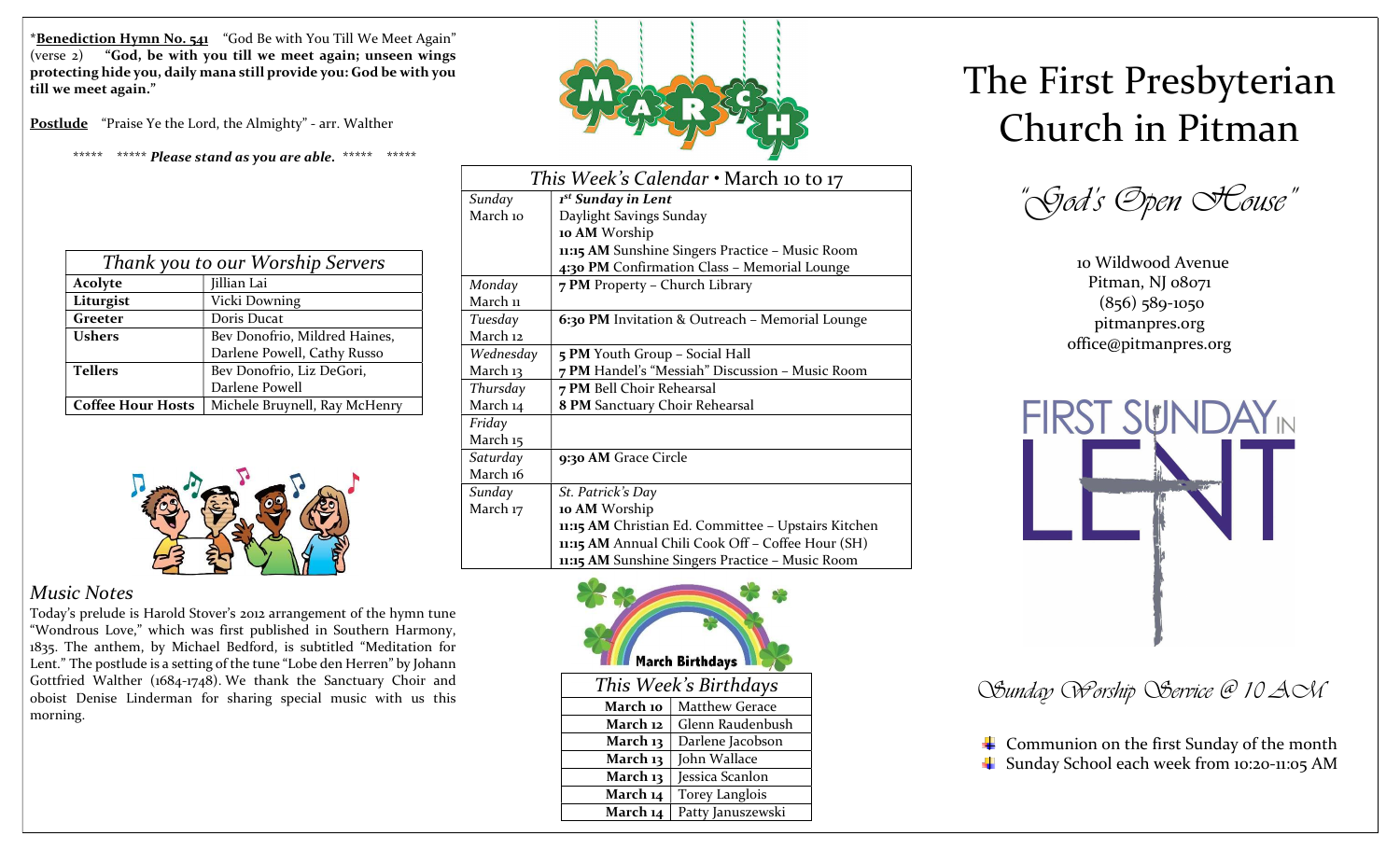*__Benediction Hymn No. 541__ "God Be with You Till We Meet Again" (verse 2) **"God, be with you till we meet again; unseen wings protecting hide you, daily mana still provide you: God be with you till we meet again."**

**__Postlude__** "Praise Ye the Lord, the Almighty" - arr. Walther

***** ***** ***Please stand as you are able.*** ***** *****

| *Thank you to our Worship Servers* | |
|---|---|
| **Acolyte** | Jillian Lai |
| **Liturgist** | Vicki Downing |
| **Greeter** | Doris Ducat |
| **Ushers** | Bev Donofrio, Mildred Haines, Darlene Powell, Cathy Russo |
| **Tellers** | Bev Donofrio, Liz DeGori, Darlene Powell |
| **Coffee Hour Hosts** | Michele Bruynell, Ray McHenry |

## *Music Notes*

Today's prelude is Harold Stover's 2012 arrangement of the hymn tune "Wondrous Love," which was first published in Southern Harmony, 1835. The anthem, by Michael Bedford, is subtitled "Meditation for Lent." The postlude is a setting of the tune "Lobe den Herren" by Johann Gottfried Walther (1684-1748). We thank the Sanctuary Choir and oboist Denise Linderman for sharing special music with us this morning.

MARCH

| *This Week's Calendar* • March 10 to 17 | |
|---|---|
| *Sunday* March 10 | ***1st Sunday in Lent*** Daylight Savings Sunday **10 AM** Worship **11:15 AM** Sunshine Singers Practice – Music Room **4:30 PM** Confirmation Class – Memorial Lounge |
| *Monday* March 11 | **7 PM** Property – Church Library |
| *Tuesday* March 12 | **6:30 PM** Invitation & Outreach – Memorial Lounge |
| *Wednesday* March 13 | **5 PM** Youth Group – Social Hall **7 PM** Handel's "Messiah" Discussion – Music Room |
| *Thursday* March 14 | **7 PM** Bell Choir Rehearsal **8 PM** Sanctuary Choir Rehearsal |
| *Friday* March 15 | |
| *Saturday* March 16 | **9:30 AM** Grace Circle |
| *Sunday* March 17 | *St. Patrick's Day* **10 AM** Worship **11:15 AM** Christian Ed. Committee – Upstairs Kitchen **11:15 AM** Annual Chili Cook Off – Coffee Hour (SH) **11:15 AM** Sunshine Singers Practice – Music Room |

March Birthdays

| *This Week's Birthdays* | |
|---|---|
| **March 10** | Matthew Gerace |
| **March 12** | Glenn Raudenbush |
| **March 13** | Darlene Jacobson |
| **March 13** | John Wallace |
| **March 13** | Jessica Scanlon |
| **March 14** | Torey Langlois |
| **March 14** | Patty Januszewski |

# The First Presbyterian Church in Pitman

*"God's Open House"*

10 Wildwood Avenue
Pitman, NJ 08071
(856) 589-1050
pitmanpres.org
office@pitmanpres.org

FIRST SUNDAY IN LENT

*Sunday Worship Service @ 10 AM*

- Communion on the first Sunday of the month
- Sunday School each week from 10:20-11:05 AM